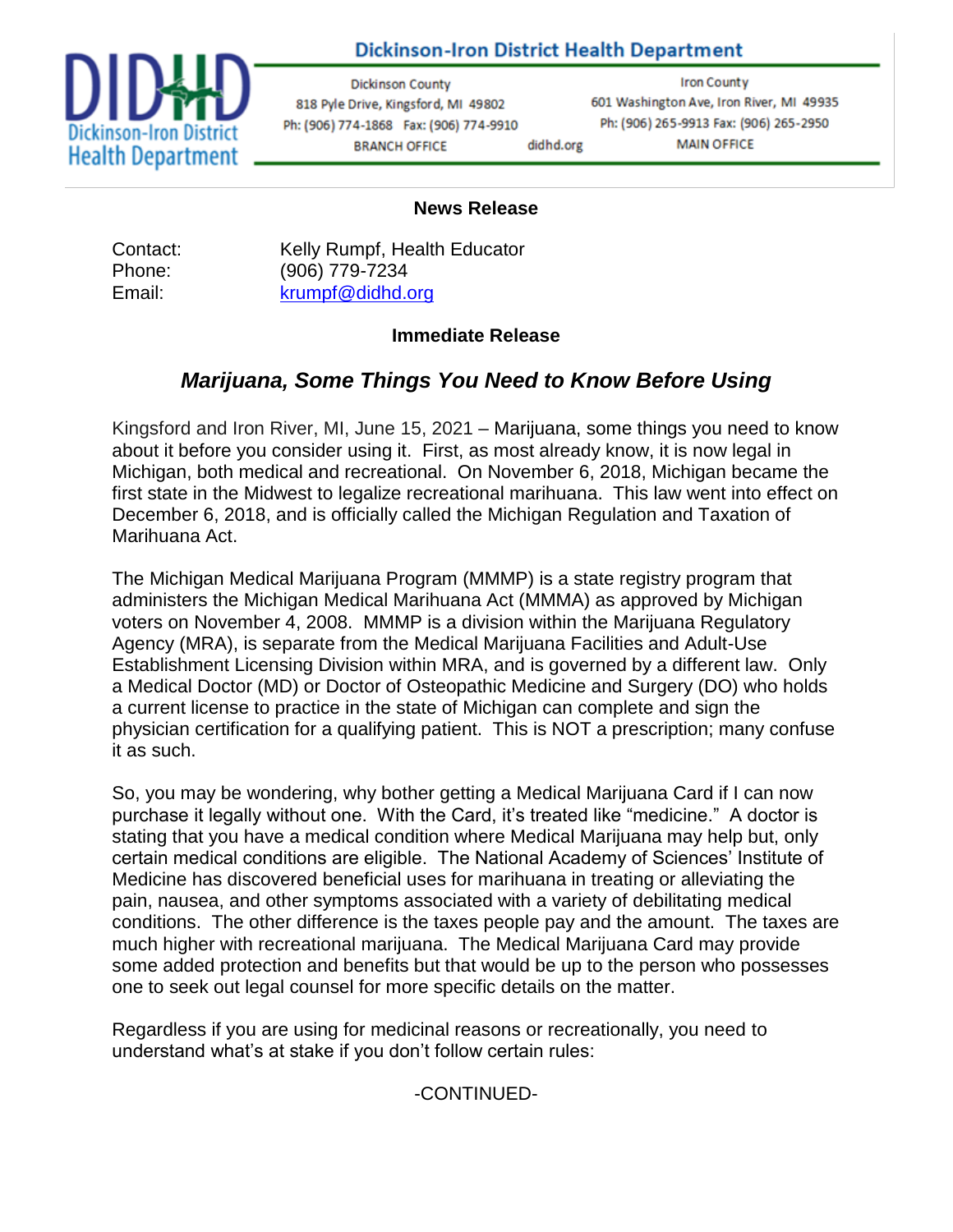Dickinson-Iron District Health Department

Dickinson County
818 Pyle Drive, Kingsford, MI 49802
Ph: (906) 774-1868 Fax: (906) 774-9910
BRANCH OFFICE

didhd.org

Iron County
601 Washington Ave, Iron River, MI 49935
Ph: (906) 265-9913 Fax: (906) 265-2950
MAIN OFFICE

**News Release**

Contact: Kelly Rumpf, Health Educator
Phone: (906) 779-7234
Email: krumpf@didhd.org

**Immediate Release**

## *Marijuana, Some Things You Need to Know Before Using*

Kingsford and Iron River, MI, June 15, 2021 – Marijuana, some things you need to know about it before you consider using it. First, as most already know, it is now legal in Michigan, both medical and recreational. On November 6, 2018, Michigan became the first state in the Midwest to legalize recreational marihuana. This law went into effect on December 6, 2018, and is officially called the Michigan Regulation and Taxation of Marihuana Act.

The Michigan Medical Marijuana Program (MMMP) is a state registry program that administers the Michigan Medical Marihuana Act (MMMA) as approved by Michigan voters on November 4, 2008. MMMP is a division within the Marijuana Regulatory Agency (MRA), is separate from the Medical Marijuana Facilities and Adult-Use Establishment Licensing Division within MRA, and is governed by a different law. Only a Medical Doctor (MD) or Doctor of Osteopathic Medicine and Surgery (DO) who holds a current license to practice in the state of Michigan can complete and sign the physician certification for a qualifying patient. This is NOT a prescription; many confuse it as such.

So, you may be wondering, why bother getting a Medical Marijuana Card if I can now purchase it legally without one. With the Card, it's treated like "medicine." A doctor is stating that you have a medical condition where Medical Marijuana may help but, only certain medical conditions are eligible. The National Academy of Sciences' Institute of Medicine has discovered beneficial uses for marihuana in treating or alleviating the pain, nausea, and other symptoms associated with a variety of debilitating medical conditions. The other difference is the taxes people pay and the amount. The taxes are much higher with recreational marijuana. The Medical Marijuana Card may provide some added protection and benefits but that would be up to the person who possesses one to seek out legal counsel for more specific details on the matter.

Regardless if you are using for medicinal reasons or recreationally, you need to understand what's at stake if you don't follow certain rules:

-CONTINUED-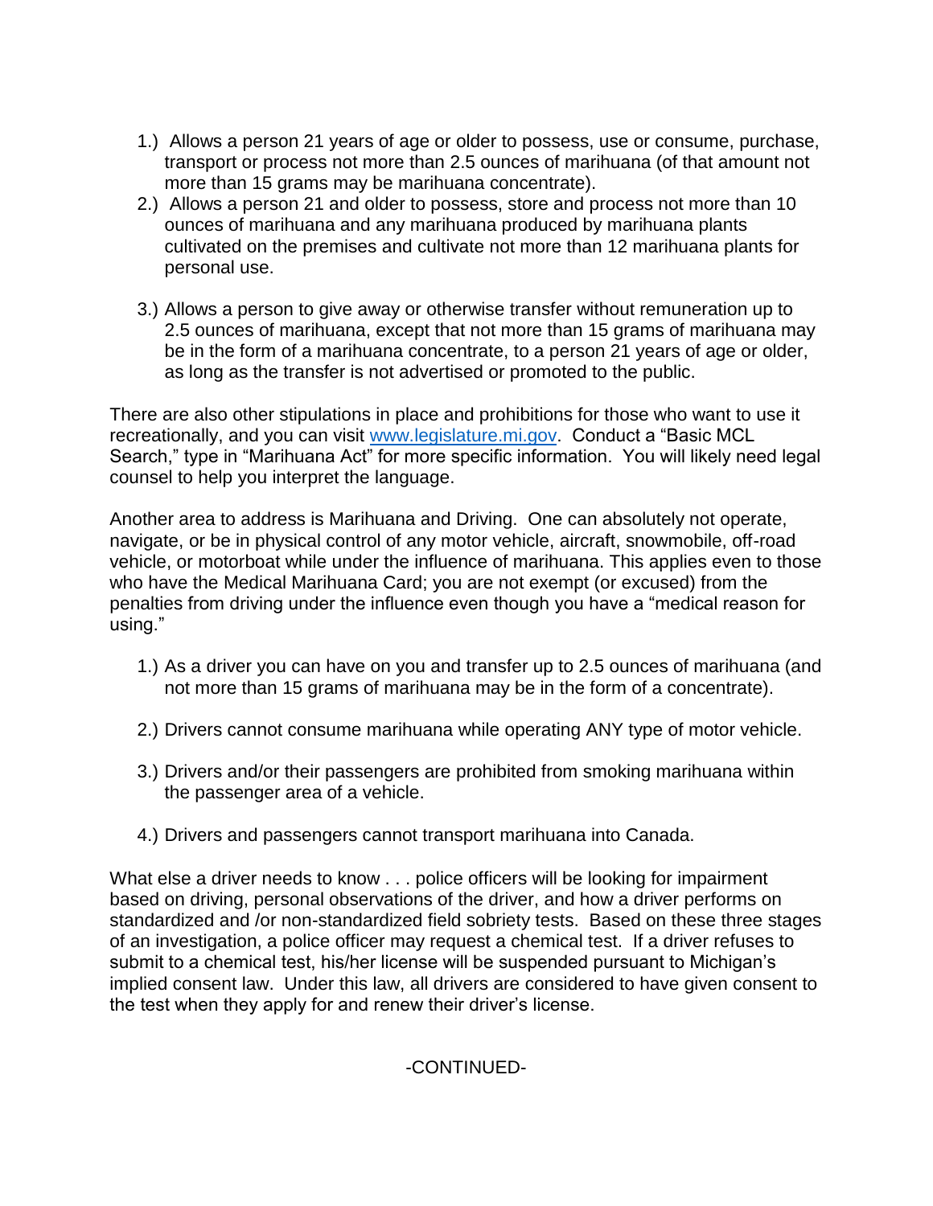1.) Allows a person 21 years of age or older to possess, use or consume, purchase, transport or process not more than 2.5 ounces of marihuana (of that amount not more than 15 grams may be marihuana concentrate).
2.) Allows a person 21 and older to possess, store and process not more than 10 ounces of marihuana and any marihuana produced by marihuana plants cultivated on the premises and cultivate not more than 12 marihuana plants for personal use.
3.) Allows a person to give away or otherwise transfer without remuneration up to 2.5 ounces of marihuana, except that not more than 15 grams of marihuana may be in the form of a marihuana concentrate, to a person 21 years of age or older, as long as the transfer is not advertised or promoted to the public.

There are also other stipulations in place and prohibitions for those who want to use it recreationally, and you can visit [www.legislature.mi.gov](http://www.legislature.mi.gov). Conduct a "Basic MCL Search," type in "Marihuana Act" for more specific information. You will likely need legal counsel to help you interpret the language.

Another area to address is Marihuana and Driving. One can absolutely not operate, navigate, or be in physical control of any motor vehicle, aircraft, snowmobile, off-road vehicle, or motorboat while under the influence of marihuana. This applies even to those who have the Medical Marihuana Card; you are not exempt (or excused) from the penalties from driving under the influence even though you have a "medical reason for using."

1.) As a driver you can have on you and transfer up to 2.5 ounces of marihuana (and not more than 15 grams of marihuana may be in the form of a concentrate).
2.) Drivers cannot consume marihuana while operating ANY type of motor vehicle.
3.) Drivers and/or their passengers are prohibited from smoking marihuana within the passenger area of a vehicle.
4.) Drivers and passengers cannot transport marihuana into Canada.

What else a driver needs to know . . . police officers will be looking for impairment based on driving, personal observations of the driver, and how a driver performs on standardized and /or non-standardized field sobriety tests. Based on these three stages of an investigation, a police officer may request a chemical test. If a driver refuses to submit to a chemical test, his/her license will be suspended pursuant to Michigan's implied consent law. Under this law, all drivers are considered to have given consent to the test when they apply for and renew their driver's license.

-CONTINUED-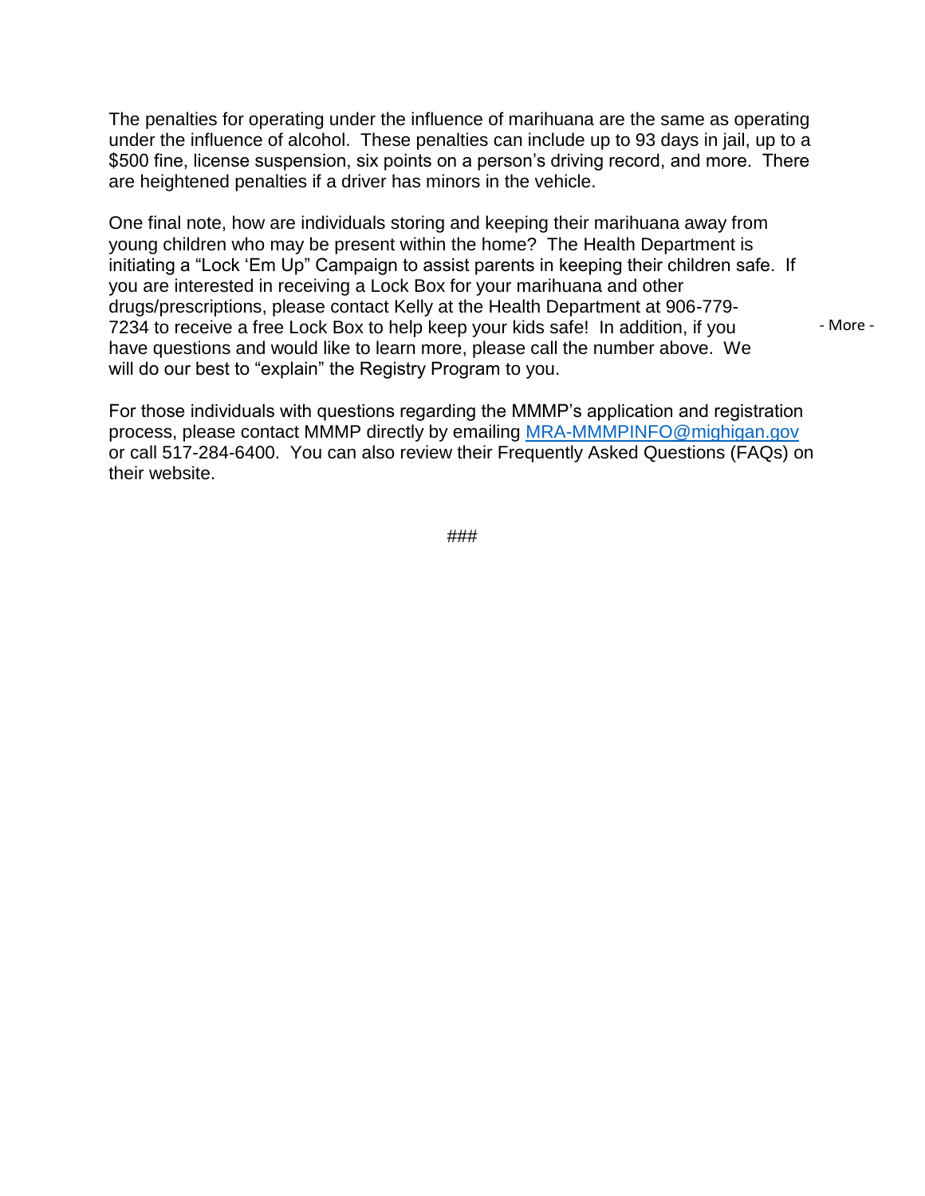The penalties for operating under the influence of marihuana are the same as operating under the influence of alcohol. These penalties can include up to 93 days in jail, up to a $500 fine, license suspension, six points on a person's driving record, and more. There are heightened penalties if a driver has minors in the vehicle.

One final note, how are individuals storing and keeping their marihuana away from young children who may be present within the home? The Health Department is initiating a "Lock 'Em Up" Campaign to assist parents in keeping their children safe. If you are interested in receiving a Lock Box for your marihuana and other drugs/prescriptions, please contact Kelly at the Health Department at 906-779-7234 to receive a free Lock Box to help keep your kids safe! In addition, if you have questions and would like to learn more, please call the number above. We will do our best to "explain" the Registry Program to you.

For those individuals with questions regarding the MMMP's application and registration process, please contact MMMP directly by emailing MRA-MMMPINFO@mighigan.gov or call 517-284-6400. You can also review their Frequently Asked Questions (FAQs) on their website.

###